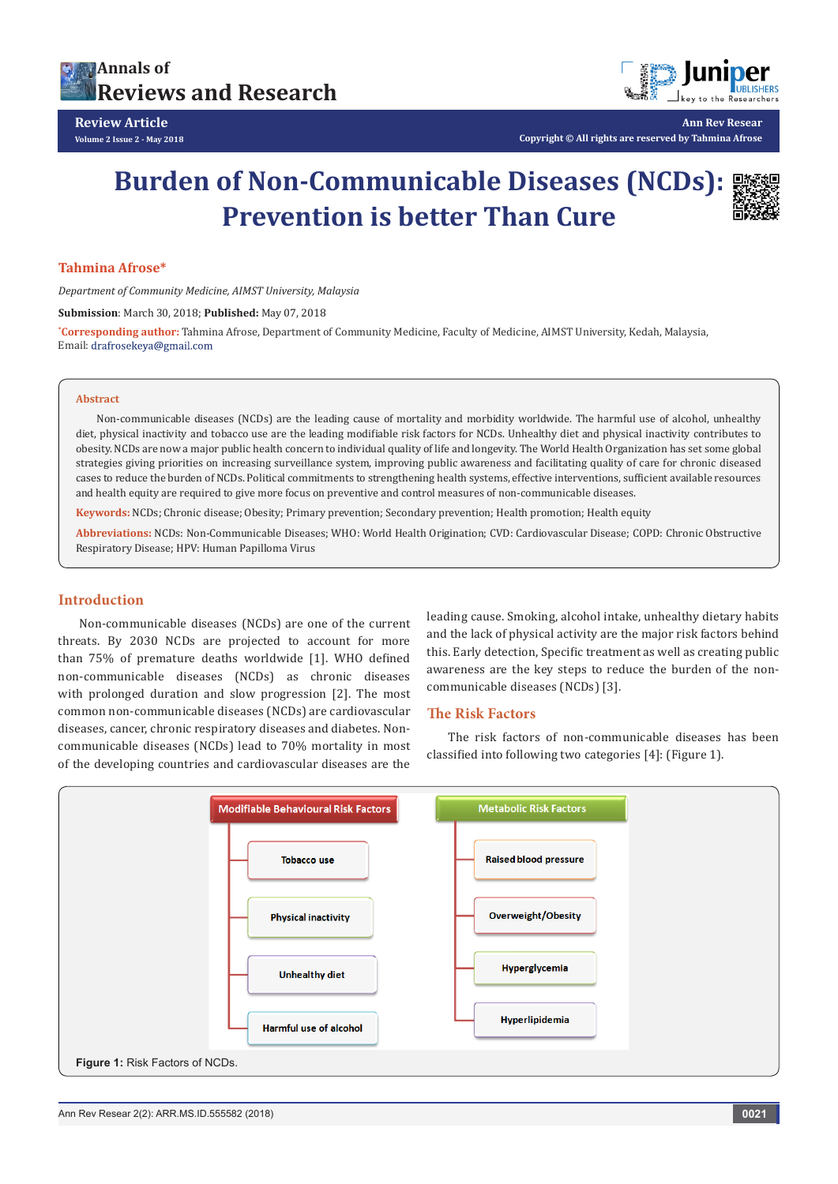Review Article

# Burden of Non-Communicable Diseases (NCDs): Prevention is better Than Cure

**Tahmina Afrose***

*Department of Community Medicine, AIMST University, Malaysia*

**Submission**: March 30, 2018; **Published:** May 07, 2018

*Corresponding author: Tahmina Afrose, Department of Community Medicine, Faculty of Medicine, AIMST University, Kedah, Malaysia, Email: drafrosekeya@gmail.com

## Abstract

Non-communicable diseases (NCDs) are the leading cause of mortality and morbidity worldwide. The harmful use of alcohol, unhealthy diet, physical inactivity and tobacco use are the leading modifiable risk factors for NCDs. Unhealthy diet and physical inactivity contributes to obesity. NCDs are now a major public health concern to individual quality of life and longevity. The World Health Organization has set some global strategies giving priorities on increasing surveillance system, improving public awareness and facilitating quality of care for chronic diseased cases to reduce the burden of NCDs. Political commitments to strengthening health systems, effective interventions, sufficient available resources and health equity are required to give more focus on preventive and control measures of non-communicable diseases.

**Keywords:** NCDs; Chronic disease; Obesity; Primary prevention; Secondary prevention; Health promotion; Health equity

**Abbreviations:** NCDs: Non-Communicable Diseases; WHO: World Health Origination; CVD: Cardiovascular Disease; COPD: Chronic Obstructive Respiratory Disease; HPV: Human Papilloma Virus

## Introduction

Non-communicable diseases (NCDs) are one of the current threats. By 2030 NCDs are projected to account for more than 75% of premature deaths worldwide [1]. WHO defined non-communicable diseases (NCDs) as chronic diseases with prolonged duration and slow progression [2]. The most common non-communicable diseases (NCDs) are cardiovascular diseases, cancer, chronic respiratory diseases and diabetes. Non-communicable diseases (NCDs) lead to 70% mortality in most of the developing countries and cardiovascular diseases are the leading cause. Smoking, alcohol intake, unhealthy dietary habits and the lack of physical activity are the major risk factors behind this. Early detection, Specific treatment as well as creating public awareness are the key steps to reduce the burden of the non-communicable diseases (NCDs) [3].

## The Risk Factors

The risk factors of non-communicable diseases has been classified into following two categories [4]: (Figure 1).

| Modifiable Behavioural Risk Factors | Metabolic Risk Factors |
|---|---|
| Tobacco use | Raised blood pressure |
| Physical inactivity | Overweight/Obesity |
| Unhealthy diet | Hyperglycemia |
| Harmful use of alcohol | Hyperlipidemia |

**Figure 1:** Risk Factors of NCDs.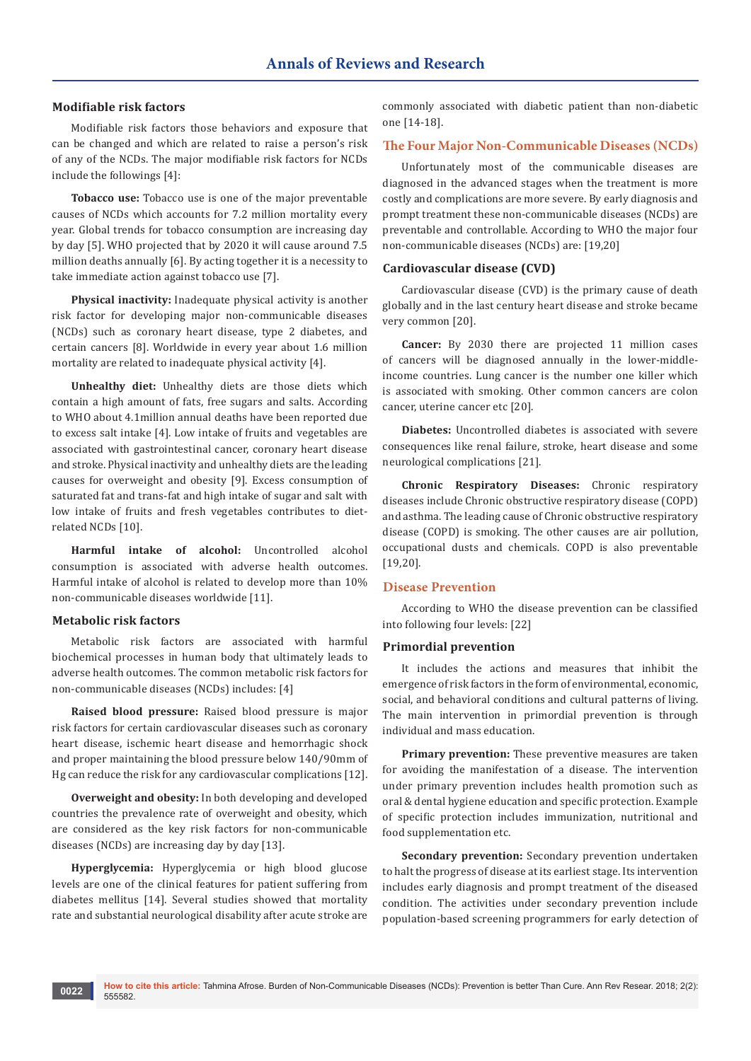### Modifiable risk factors

Modifiable risk factors those behaviors and exposure that can be changed and which are related to raise a person's risk of any of the NCDs. The major modifiable risk factors for NCDs include the followings [4]:

**Tobacco use:** Tobacco use is one of the major preventable causes of NCDs which accounts for 7.2 million mortality every year. Global trends for tobacco consumption are increasing day by day [5]. WHO projected that by 2020 it will cause around 7.5 million deaths annually [6]. By acting together it is a necessity to take immediate action against tobacco use [7].

**Physical inactivity:** Inadequate physical activity is another risk factor for developing major non-communicable diseases (NCDs) such as coronary heart disease, type 2 diabetes, and certain cancers [8]. Worldwide in every year about 1.6 million mortality are related to inadequate physical activity [4].

**Unhealthy diet:** Unhealthy diets are those diets which contain a high amount of fats, free sugars and salts. According to WHO about 4.1million annual deaths have been reported due to excess salt intake [4]. Low intake of fruits and vegetables are associated with gastrointestinal cancer, coronary heart disease and stroke. Physical inactivity and unhealthy diets are the leading causes for overweight and obesity [9]. Excess consumption of saturated fat and trans-fat and high intake of sugar and salt with low intake of fruits and fresh vegetables contributes to diet-related NCDs [10].

**Harmful intake of alcohol:** Uncontrolled alcohol consumption is associated with adverse health outcomes. Harmful intake of alcohol is related to develop more than 10% non-communicable diseases worldwide [11].

### Metabolic risk factors

Metabolic risk factors are associated with harmful biochemical processes in human body that ultimately leads to adverse health outcomes. The common metabolic risk factors for non-communicable diseases (NCDs) includes: [4]

**Raised blood pressure:** Raised blood pressure is major risk factors for certain cardiovascular diseases such as coronary heart disease, ischemic heart disease and hemorrhagic shock and proper maintaining the blood pressure below 140/90mm of Hg can reduce the risk for any cardiovascular complications [12].

**Overweight and obesity:** In both developing and developed countries the prevalence rate of overweight and obesity, which are considered as the key risk factors for non-communicable diseases (NCDs) are increasing day by day [13].

**Hyperglycemia:** Hyperglycemia or high blood glucose levels are one of the clinical features for patient suffering from diabetes mellitus [14]. Several studies showed that mortality rate and substantial neurological disability after acute stroke are commonly associated with diabetic patient than non-diabetic one [14-18].

## The Four Major Non-Communicable Diseases (NCDs)

Unfortunately most of the communicable diseases are diagnosed in the advanced stages when the treatment is more costly and complications are more severe. By early diagnosis and prompt treatment these non-communicable diseases (NCDs) are preventable and controllable. According to WHO the major four non-communicable diseases (NCDs) are: [19,20]

### Cardiovascular disease (CVD)

Cardiovascular disease (CVD) is the primary cause of death globally and in the last century heart disease and stroke became very common [20].

**Cancer:** By 2030 there are projected 11 million cases of cancers will be diagnosed annually in the lower-middle-income countries. Lung cancer is the number one killer which is associated with smoking. Other common cancers are colon cancer, uterine cancer etc [20].

**Diabetes:** Uncontrolled diabetes is associated with severe consequences like renal failure, stroke, heart disease and some neurological complications [21].

**Chronic Respiratory Diseases:** Chronic respiratory diseases include Chronic obstructive respiratory disease (COPD) and asthma. The leading cause of Chronic obstructive respiratory disease (COPD) is smoking. The other causes are air pollution, occupational dusts and chemicals. COPD is also preventable [19,20].

## Disease Prevention

According to WHO the disease prevention can be classified into following four levels: [22]

### Primordial prevention

It includes the actions and measures that inhibit the emergence of risk factors in the form of environmental, economic, social, and behavioral conditions and cultural patterns of living. The main intervention in primordial prevention is through individual and mass education.

**Primary prevention:** These preventive measures are taken for avoiding the manifestation of a disease. The intervention under primary prevention includes health promotion such as oral & dental hygiene education and specific protection. Example of specific protection includes immunization, nutritional and food supplementation etc.

**Secondary prevention:** Secondary prevention undertaken to halt the progress of disease at its earliest stage. Its intervention includes early diagnosis and prompt treatment of the diseased condition. The activities under secondary prevention include population-based screening programmers for early detection of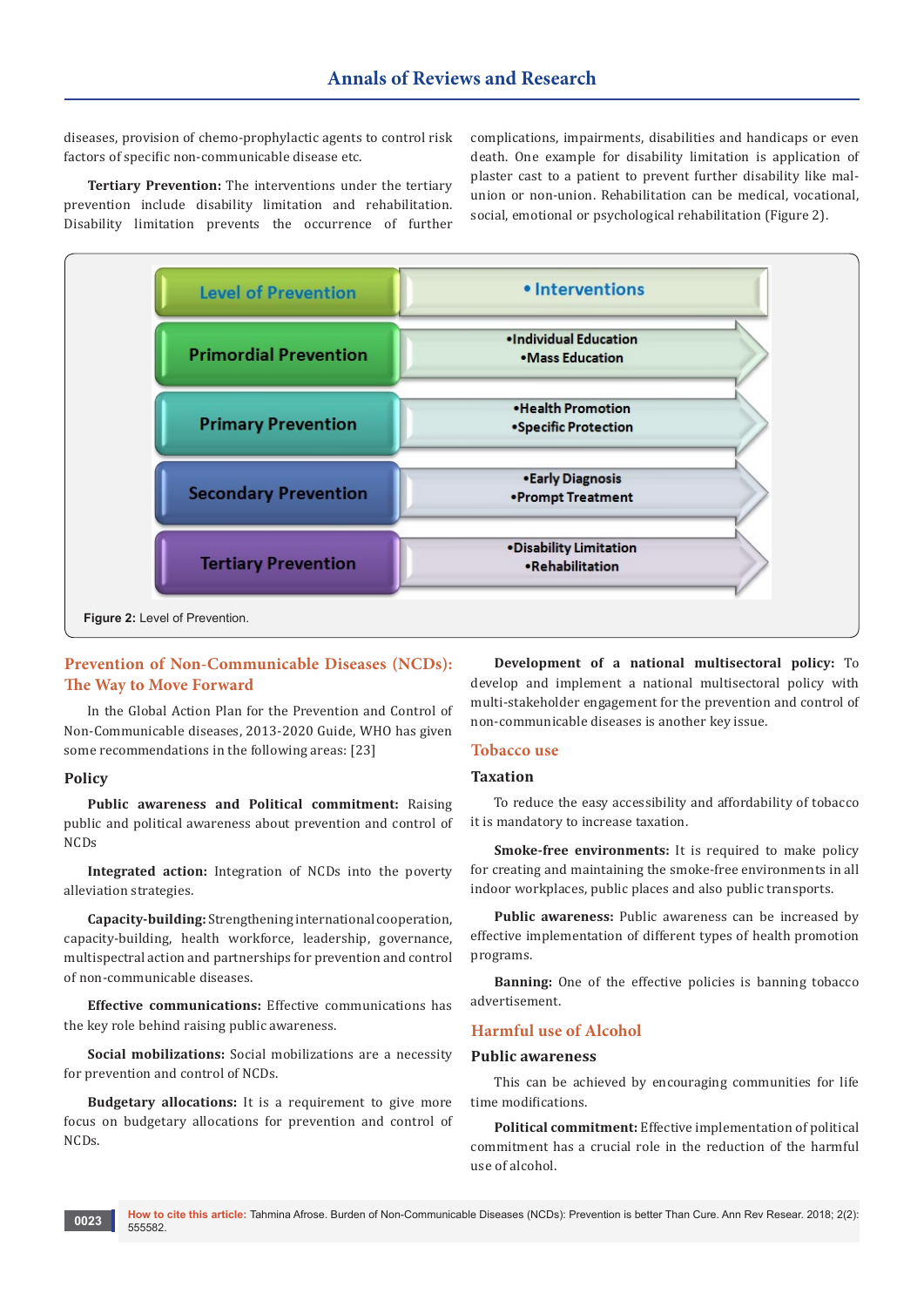diseases, provision of chemo-prophylactic agents to control risk factors of specific non-communicable disease etc.

**Tertiary Prevention:** The interventions under the tertiary prevention include disability limitation and rehabilitation. Disability limitation prevents the occurrence of further complications, impairments, disabilities and handicaps or even death. One example for disability limitation is application of plaster cast to a patient to prevent further disability like mal-union or non-union. Rehabilitation can be medical, vocational, social, emotional or psychological rehabilitation (Figure 2).

| Level of Prevention | • Interventions |
|---|---|
| Primordial Prevention | •Individual Education<br>•Mass Education |
| Primary Prevention | •Health Promotion<br>•Specific Protection |
| Secondary Prevention | •Early Diagnosis<br>•Prompt Treatment |
| Tertiary Prevention | •Disability Limitation<br>•Rehabilitation |

**Figure 2:** Level of Prevention.

## Prevention of Non-Communicable Diseases (NCDs): The Way to Move Forward

In the Global Action Plan for the Prevention and Control of Non-Communicable diseases, 2013-2020 Guide, WHO has given some recommendations in the following areas: [23]

### Policy

**Public awareness and Political commitment:** Raising public and political awareness about prevention and control of NCDs

**Integrated action:** Integration of NCDs into the poverty alleviation strategies.

**Capacity-building:** Strengthening international cooperation, capacity-building, health workforce, leadership, governance, multispectral action and partnerships for prevention and control of non-communicable diseases.

**Effective communications:** Effective communications has the key role behind raising public awareness.

**Social mobilizations:** Social mobilizations are a necessity for prevention and control of NCDs.

**Budgetary allocations:** It is a requirement to give more focus on budgetary allocations for prevention and control of NCDs.

**Development of a national multisectoral policy:** To develop and implement a national multisectoral policy with multi-stakeholder engagement for the prevention and control of non-communicable diseases is another key issue.

## Tobacco use

### Taxation

To reduce the easy accessibility and affordability of tobacco it is mandatory to increase taxation.

**Smoke-free environments:** It is required to make policy for creating and maintaining the smoke-free environments in all indoor workplaces, public places and also public transports.

**Public awareness:** Public awareness can be increased by effective implementation of different types of health promotion programs.

**Banning:** One of the effective policies is banning tobacco advertisement.

## Harmful use of Alcohol

### Public awareness

This can be achieved by encouraging communities for life time modifications.

**Political commitment:** Effective implementation of political commitment has a crucial role in the reduction of the harmful use of alcohol.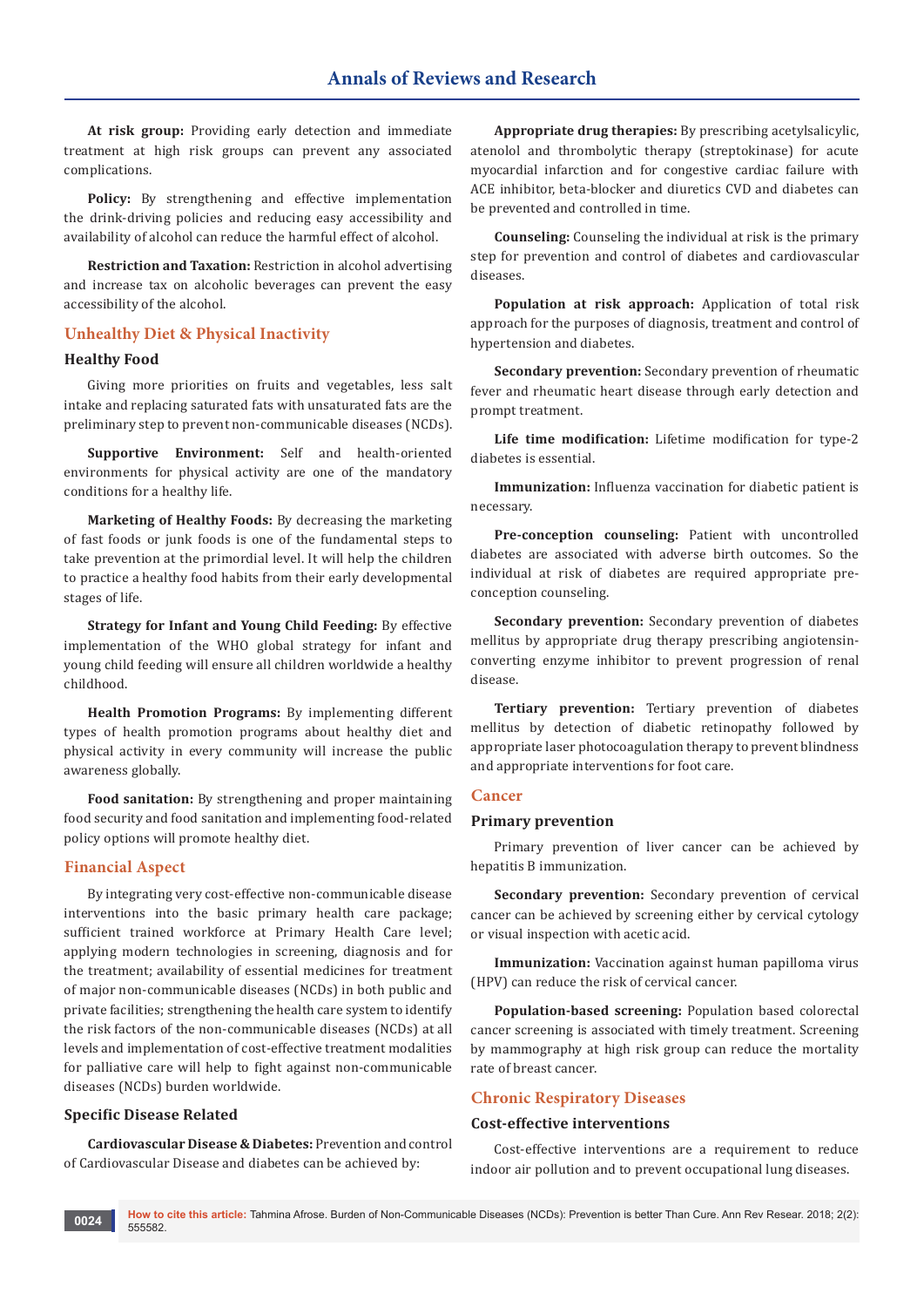**At risk group:** Providing early detection and immediate treatment at high risk groups can prevent any associated complications.

**Policy:** By strengthening and effective implementation the drink-driving policies and reducing easy accessibility and availability of alcohol can reduce the harmful effect of alcohol.

**Restriction and Taxation:** Restriction in alcohol advertising and increase tax on alcoholic beverages can prevent the easy accessibility of the alcohol.

## Unhealthy Diet & Physical Inactivity

### Healthy Food

Giving more priorities on fruits and vegetables, less salt intake and replacing saturated fats with unsaturated fats are the preliminary step to prevent non-communicable diseases (NCDs).

**Supportive Environment:** Self and health-oriented environments for physical activity are one of the mandatory conditions for a healthy life.

**Marketing of Healthy Foods:** By decreasing the marketing of fast foods or junk foods is one of the fundamental steps to take prevention at the primordial level. It will help the children to practice a healthy food habits from their early developmental stages of life.

**Strategy for Infant and Young Child Feeding:** By effective implementation of the WHO global strategy for infant and young child feeding will ensure all children worldwide a healthy childhood.

**Health Promotion Programs:** By implementing different types of health promotion programs about healthy diet and physical activity in every community will increase the public awareness globally.

**Food sanitation:** By strengthening and proper maintaining food security and food sanitation and implementing food-related policy options will promote healthy diet.

## Financial Aspect

By integrating very cost-effective non-communicable disease interventions into the basic primary health care package; sufficient trained workforce at Primary Health Care level; applying modern technologies in screening, diagnosis and for the treatment; availability of essential medicines for treatment of major non-communicable diseases (NCDs) in both public and private facilities; strengthening the health care system to identify the risk factors of the non-communicable diseases (NCDs) at all levels and implementation of cost-effective treatment modalities for palliative care will help to fight against non-communicable diseases (NCDs) burden worldwide.

### Specific Disease Related

**Cardiovascular Disease & Diabetes:** Prevention and control of Cardiovascular Disease and diabetes can be achieved by:

**Appropriate drug therapies:** By prescribing acetylsalicylic, atenolol and thrombolytic therapy (streptokinase) for acute myocardial infarction and for congestive cardiac failure with ACE inhibitor, beta-blocker and diuretics CVD and diabetes can be prevented and controlled in time.

**Counseling:** Counseling the individual at risk is the primary step for prevention and control of diabetes and cardiovascular diseases.

**Population at risk approach:** Application of total risk approach for the purposes of diagnosis, treatment and control of hypertension and diabetes.

**Secondary prevention:** Secondary prevention of rheumatic fever and rheumatic heart disease through early detection and prompt treatment.

**Life time modification:** Lifetime modification for type-2 diabetes is essential.

**Immunization:** Influenza vaccination for diabetic patient is necessary.

**Pre-conception counseling:** Patient with uncontrolled diabetes are associated with adverse birth outcomes. So the individual at risk of diabetes are required appropriate pre-conception counseling.

**Secondary prevention:** Secondary prevention of diabetes mellitus by appropriate drug therapy prescribing angiotensin-converting enzyme inhibitor to prevent progression of renal disease.

**Tertiary prevention:** Tertiary prevention of diabetes mellitus by detection of diabetic retinopathy followed by appropriate laser photocoagulation therapy to prevent blindness and appropriate interventions for foot care.

## Cancer

### Primary prevention

Primary prevention of liver cancer can be achieved by hepatitis B immunization.

**Secondary prevention:** Secondary prevention of cervical cancer can be achieved by screening either by cervical cytology or visual inspection with acetic acid.

**Immunization:** Vaccination against human papilloma virus (HPV) can reduce the risk of cervical cancer.

**Population-based screening:** Population based colorectal cancer screening is associated with timely treatment. Screening by mammography at high risk group can reduce the mortality rate of breast cancer.

## Chronic Respiratory Diseases

### Cost-effective interventions

Cost-effective interventions are a requirement to reduce indoor air pollution and to prevent occupational lung diseases.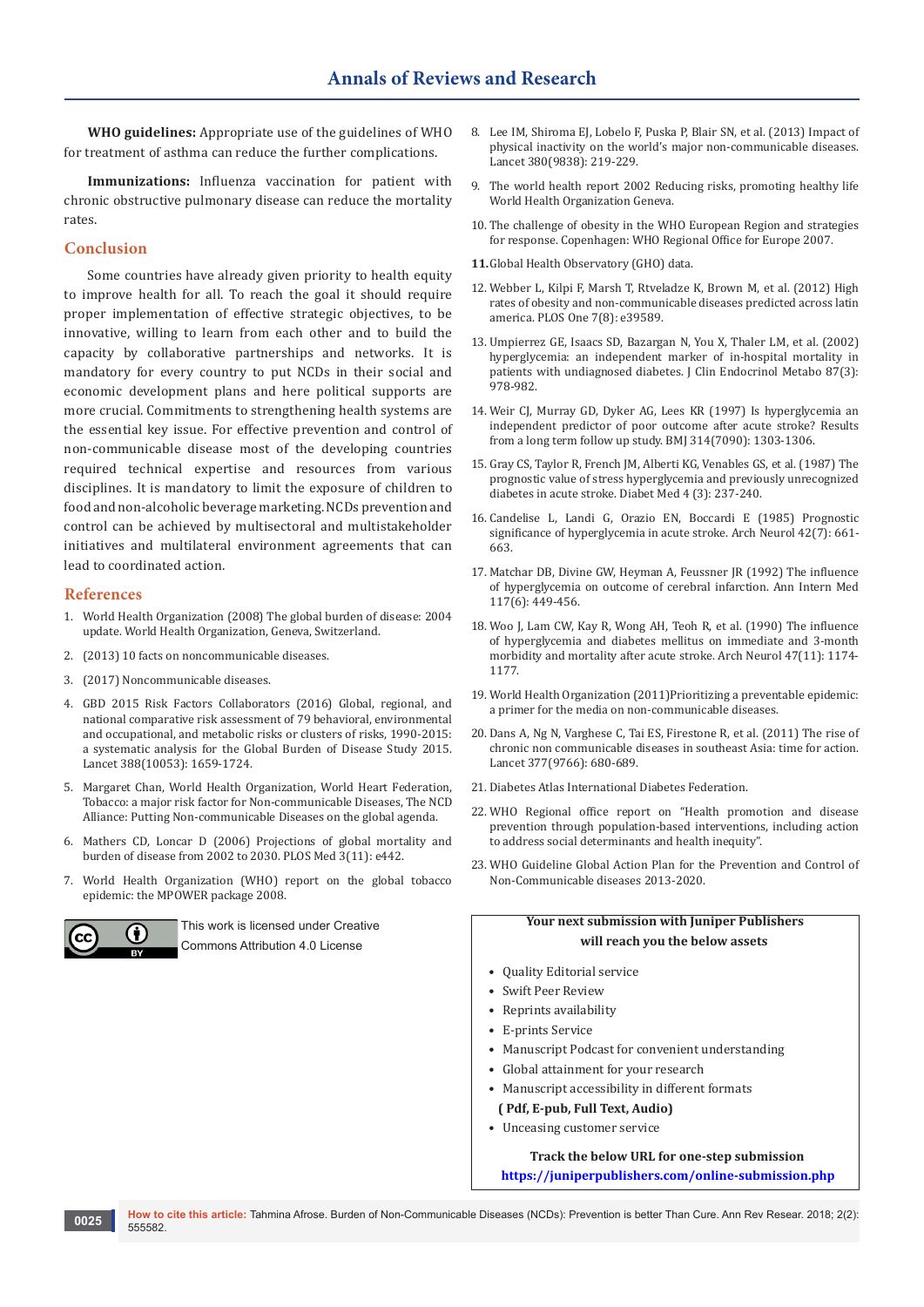**WHO guidelines:** Appropriate use of the guidelines of WHO for treatment of asthma can reduce the further complications.

**Immunizations:** Influenza vaccination for patient with chronic obstructive pulmonary disease can reduce the mortality rates.

## Conclusion

Some countries have already given priority to health equity to improve health for all. To reach the goal it should require proper implementation of effective strategic objectives, to be innovative, willing to learn from each other and to build the capacity by collaborative partnerships and networks. It is mandatory for every country to put NCDs in their social and economic development plans and here political supports are more crucial. Commitments to strengthening health systems are the essential key issue. For effective prevention and control of non-communicable disease most of the developing countries required technical expertise and resources from various disciplines. It is mandatory to limit the exposure of children to food and non-alcoholic beverage marketing. NCDs prevention and control can be achieved by multisectoral and multistakeholder initiatives and multilateral environment agreements that can lead to coordinated action.

## References

1. World Health Organization (2008) The global burden of disease: 2004 update. World Health Organization, Geneva, Switzerland.
2. (2013) 10 facts on noncommunicable diseases.
3. (2017) Noncommunicable diseases.
4. GBD 2015 Risk Factors Collaborators (2016) Global, regional, and national comparative risk assessment of 79 behavioral, environmental and occupational, and metabolic risks or clusters of risks, 1990-2015: a systematic analysis for the Global Burden of Disease Study 2015. Lancet 388(10053): 1659-1724.
5. Margaret Chan, World Health Organization, World Heart Federation, Tobacco: a major risk factor for Non-communicable Diseases, The NCD Alliance: Putting Non-communicable Diseases on the global agenda.
6. Mathers CD, Loncar D (2006) Projections of global mortality and burden of disease from 2002 to 2030. PLOS Med 3(11): e442.
7. World Health Organization (WHO) report on the global tobacco epidemic: the MPOWER package 2008.
8. Lee IM, Shiroma EJ, Lobelo F, Puska P, Blair SN, et al. (2013) Impact of physical inactivity on the world's major non-communicable diseases. Lancet 380(9838): 219-229.
9. The world health report 2002 Reducing risks, promoting healthy life World Health Organization Geneva.
10. The challenge of obesity in the WHO European Region and strategies for response. Copenhagen: WHO Regional Office for Europe 2007.
11. Global Health Observatory (GHO) data.
12. Webber L, Kilpi F, Marsh T, Rtveladze K, Brown M, et al. (2012) High rates of obesity and non-communicable diseases predicted across latin america. PLOS One 7(8): e39589.
13. Umpierrez GE, Isaacs SD, Bazargan N, You X, Thaler LM, et al. (2002) hyperglycemia: an independent marker of in-hospital mortality in patients with undiagnosed diabetes. J Clin Endocrinol Metabo 87(3): 978-982.
14. Weir CJ, Murray GD, Dyker AG, Lees KR (1997) Is hyperglycemia an independent predictor of poor outcome after acute stroke? Results from a long term follow up study. BMJ 314(7090): 1303-1306.
15. Gray CS, Taylor R, French JM, Alberti KG, Venables GS, et al. (1987) The prognostic value of stress hyperglycemia and previously unrecognized diabetes in acute stroke. Diabet Med 4 (3): 237-240.
16. Candelise L, Landi G, Orazio EN, Boccardi E (1985) Prognostic significance of hyperglycemia in acute stroke. Arch Neurol 42(7): 661-663.
17. Matchar DB, Divine GW, Heyman A, Feussner JR (1992) The influence of hyperglycemia on outcome of cerebral infarction. Ann Intern Med 117(6): 449-456.
18. Woo J, Lam CW, Kay R, Wong AH, Teoh R, et al. (1990) The influence of hyperglycemia and diabetes mellitus on immediate and 3-month morbidity and mortality after acute stroke. Arch Neurol 47(11): 1174-1177.
19. World Health Organization (2011)Prioritizing a preventable epidemic: a primer for the media on non-communicable diseases.
20. Dans A, Ng N, Varghese C, Tai ES, Firestone R, et al. (2011) The rise of chronic non communicable diseases in southeast Asia: time for action. Lancet 377(9766): 680-689.
21. Diabetes Atlas International Diabetes Federation.
22. WHO Regional office report on "Health promotion and disease prevention through population-based interventions, including action to address social determinants and health inequity".
23. WHO Guideline Global Action Plan for the Prevention and Control of Non-Communicable diseases 2013-2020.

This work is licensed under Creative Commons Attribution 4.0 License

**Your next submission with Juniper Publishers will reach you the below assets**

- Quality Editorial service
- Swift Peer Review
- Reprints availability
- E-prints Service
- Manuscript Podcast for convenient understanding
- Global attainment for your research
- Manuscript accessibility in different formats

  **( Pdf, E-pub, Full Text, Audio)**
- Unceasing customer service

**Track the below URL for one-step submission**

**https://juniperpublishers.com/online-submission.php**

**How to cite this article:** Tahmina Afrose. Burden of Non-Communicable Diseases (NCDs): Prevention is better Than Cure. Ann Rev Resear. 2018; 2(2): 555582.